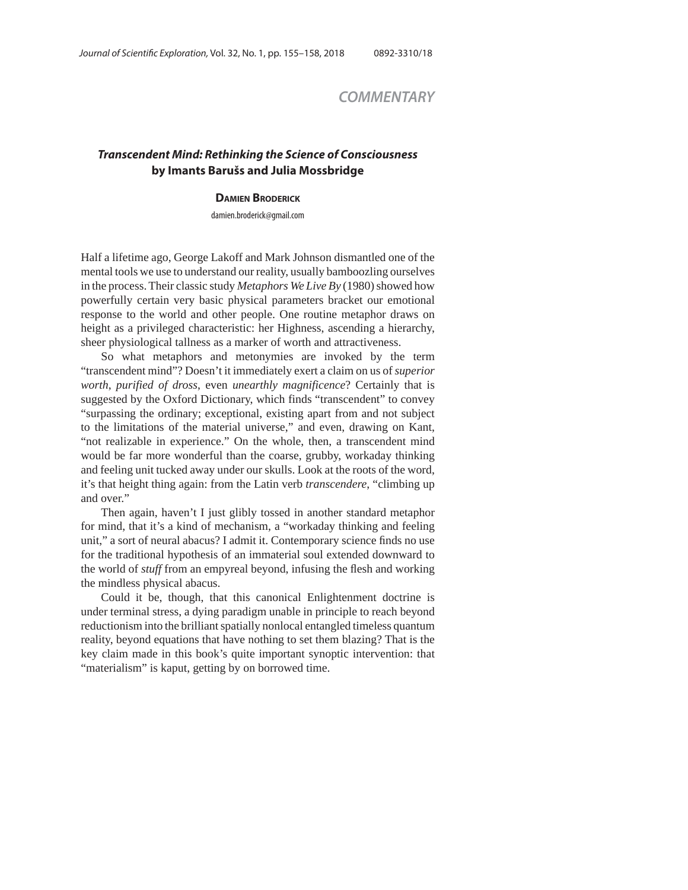## COMMENTARY

# *Transcendent Mind: Rethinking the Science of Consciousness* by Imants Barušs and Julia Mossbridge

**Damien Broderick**

damien.broderick@gmail.com

Half a lifetime ago, George Lakoff and Mark Johnson dismantled one of the mental tools we use to understand our reality, usually bamboozling ourselves in the process. Their classic study *Metaphors We Live By* (1980) showed how powerfully certain very basic physical parameters bracket our emotional response to the world and other people. One routine metaphor draws on height as a privileged characteristic: her Highness, ascending a hierarchy, sheer physiological tallness as a marker of worth and attractiveness.

So what metaphors and metonymies are invoked by the term "transcendent mind"? Doesn't it immediately exert a claim on us of *superior worth*, *purified of dross*, even *unearthly magnificence*? Certainly that is suggested by the Oxford Dictionary, which finds "transcendent" to convey "surpassing the ordinary; exceptional, existing apart from and not subject to the limitations of the material universe," and even, drawing on Kant, "not realizable in experience." On the whole, then, a transcendent mind would be far more wonderful than the coarse, grubby, workaday thinking and feeling unit tucked away under our skulls. Look at the roots of the word, it's that height thing again: from the Latin verb *transcendere*, "climbing up and over."

Then again, haven't I just glibly tossed in another standard metaphor for mind, that it's a kind of mechanism, a "workaday thinking and feeling unit," a sort of neural abacus? I admit it. Contemporary science finds no use for the traditional hypothesis of an immaterial soul extended downward to the world of *stuff* from an empyreal beyond, infusing the flesh and working the mindless physical abacus.

Could it be, though, that this canonical Enlightenment doctrine is under terminal stress, a dying paradigm unable in principle to reach beyond reductionism into the brilliant spatially nonlocal entangled timeless quantum reality, beyond equations that have nothing to set them blazing? That is the key claim made in this book's quite important synoptic intervention: that "materialism" is kaput, getting by on borrowed time.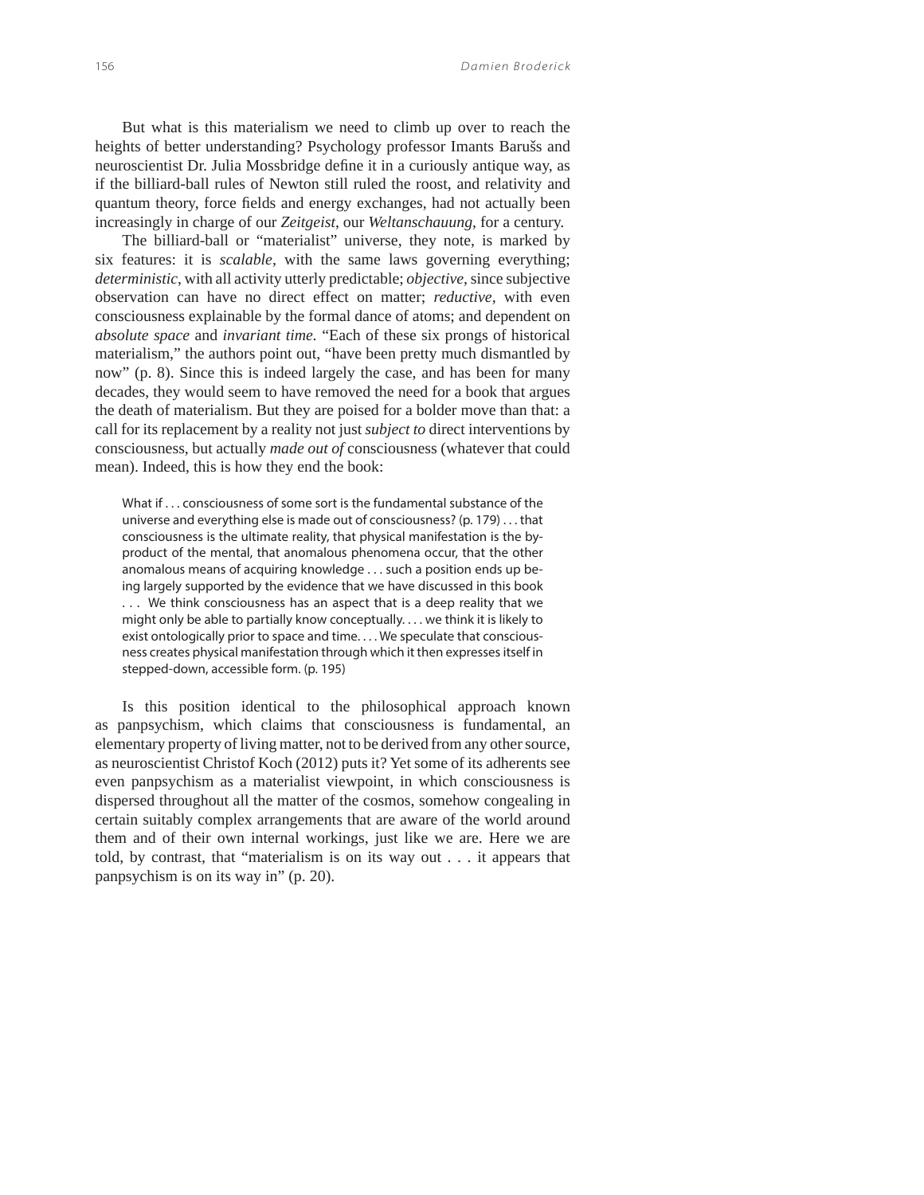But what is this materialism we need to climb up over to reach the heights of better understanding? Psychology professor Imants Barušs and neuroscientist Dr. Julia Mossbridge define it in a curiously antique way, as if the billiard-ball rules of Newton still ruled the roost, and relativity and quantum theory, force fields and energy exchanges, had not actually been increasingly in charge of our *Zeitgeist*, our *Weltanschauung*, for a century.

The billiard-ball or "materialist" universe, they note, is marked by six features: it is *scalable*, with the same laws governing everything; *deterministic*, with all activity utterly predictable; *objective*, since subjective observation can have no direct effect on matter; *reductive*, with even consciousness explainable by the formal dance of atoms; and dependent on *absolute space* and *invariant time*. "Each of these six prongs of historical materialism," the authors point out, "have been pretty much dismantled by now" (p. 8). Since this is indeed largely the case, and has been for many decades, they would seem to have removed the need for a book that argues the death of materialism. But they are poised for a bolder move than that: a call for its replacement by a reality not just *subject to* direct interventions by consciousness, but actually *made out of* consciousness (whatever that could mean). Indeed, this is how they end the book:

> What if . . . consciousness of some sort is the fundamental substance of the universe and everything else is made out of consciousness? (p. 179) . . . that consciousness is the ultimate reality, that physical manifestation is the by-product of the mental, that anomalous phenomena occur, that the other anomalous means of acquiring knowledge . . . such a position ends up being largely supported by the evidence that we have discussed in this book . . . We think consciousness has an aspect that is a deep reality that we might only be able to partially know conceptually. . . . we think it is likely to exist ontologically prior to space and time. . . . We speculate that consciousness creates physical manifestation through which it then expresses itself in stepped-down, accessible form. (p. 195)

Is this position identical to the philosophical approach known as panpsychism, which claims that consciousness is fundamental, an elementary property of living matter, not to be derived from any other source, as neuroscientist Christof Koch (2012) puts it? Yet some of its adherents see even panpsychism as a materialist viewpoint, in which consciousness is dispersed throughout all the matter of the cosmos, somehow congealing in certain suitably complex arrangements that are aware of the world around them and of their own internal workings, just like we are. Here we are told, by contrast, that "materialism is on its way out . . . it appears that panpsychism is on its way in" (p. 20).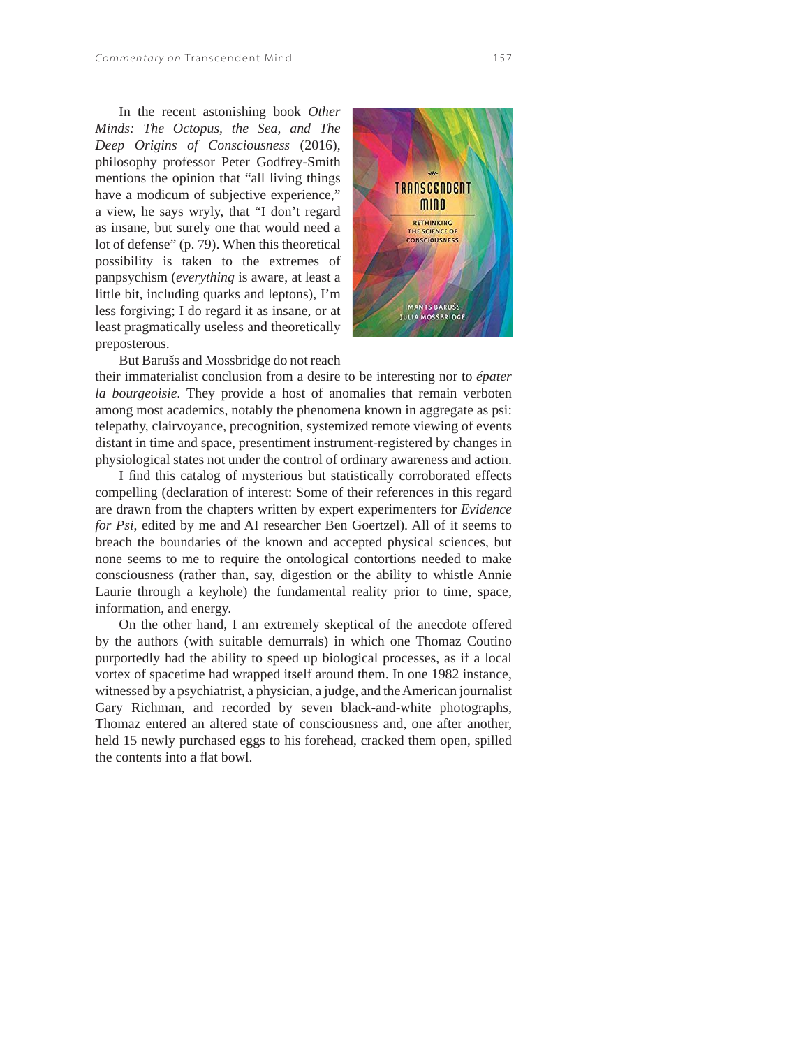In the recent astonishing book *Other Minds: The Octopus, the Sea, and The Deep Origins of Consciousness* (2016), philosophy professor Peter Godfrey-Smith mentions the opinion that "all living things have a modicum of subjective experience," a view, he says wryly, that "I don't regard as insane, but surely one that would need a lot of defense" (p. 79). When this theoretical possibility is taken to the extremes of panpsychism (*everything* is aware, at least a little bit, including quarks and leptons), I'm less forgiving; I do regard it as insane, or at least pragmatically useless and theoretically preposterous.

But Barušs and Mossbridge do not reach their immaterialist conclusion from a desire to be interesting nor to *épater la bourgeoisie*. They provide a host of anomalies that remain verboten among most academics, notably the phenomena known in aggregate as psi: telepathy, clairvoyance, precognition, systemized remote viewing of events distant in time and space, presentiment instrument-registered by changes in physiological states not under the control of ordinary awareness and action.

I find this catalog of mysterious but statistically corroborated effects compelling (declaration of interest: Some of their references in this regard are drawn from the chapters written by expert experimenters for *Evidence for Psi*, edited by me and AI researcher Ben Goertzel). All of it seems to breach the boundaries of the known and accepted physical sciences, but none seems to me to require the ontological contortions needed to make consciousness (rather than, say, digestion or the ability to whistle Annie Laurie through a keyhole) the fundamental reality prior to time, space, information, and energy.

On the other hand, I am extremely skeptical of the anecdote offered by the authors (with suitable demurrals) in which one Thomaz Coutino purportedly had the ability to speed up biological processes, as if a local vortex of spacetime had wrapped itself around them. In one 1982 instance, witnessed by a psychiatrist, a physician, a judge, and the American journalist Gary Richman, and recorded by seven black-and-white photographs, Thomaz entered an altered state of consciousness and, one after another, held 15 newly purchased eggs to his forehead, cracked them open, spilled the contents into a flat bowl.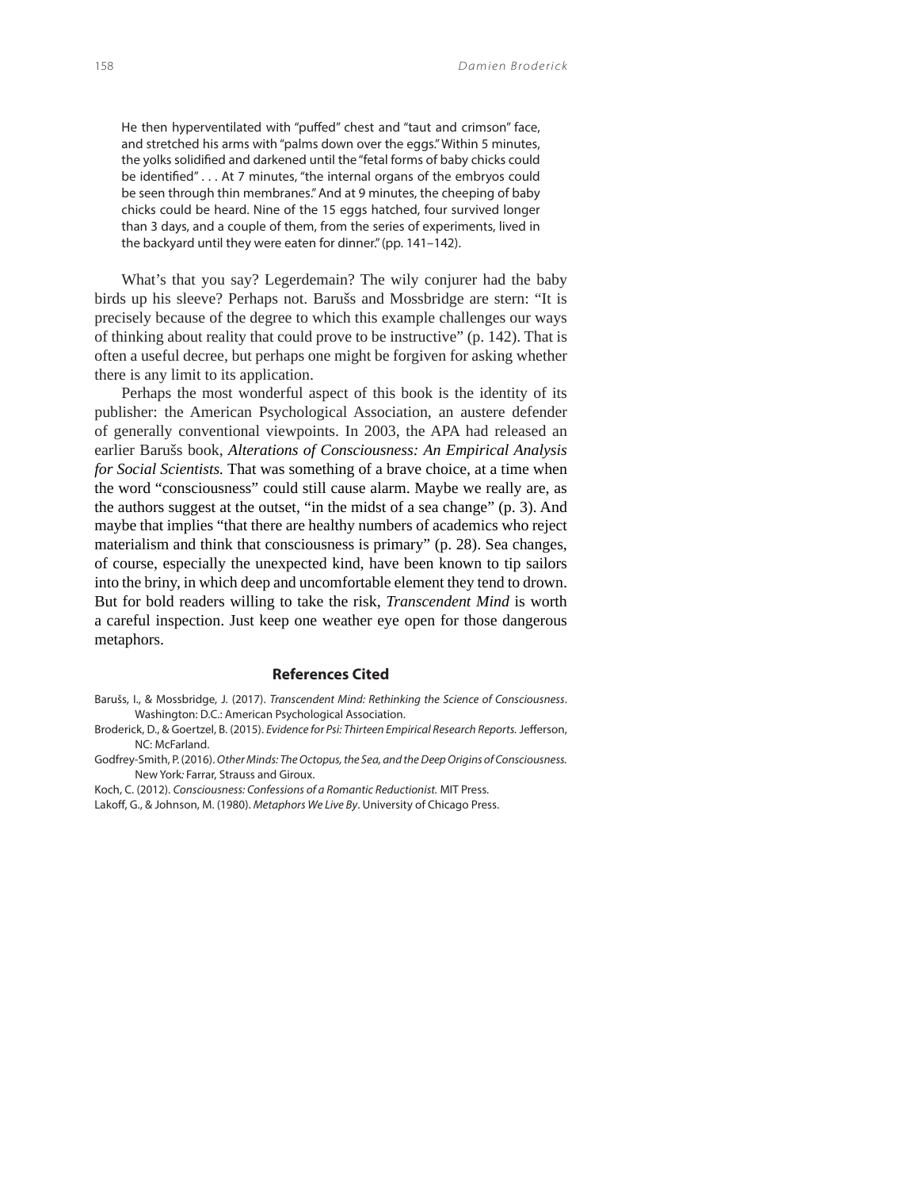> He then hyperventilated with "puffed" chest and "taut and crimson" face, and stretched his arms with "palms down over the eggs." Within 5 minutes, the yolks solidified and darkened until the "fetal forms of baby chicks could be identified" . . . At 7 minutes, "the internal organs of the embryos could be seen through thin membranes." And at 9 minutes, the cheeping of baby chicks could be heard. Nine of the 15 eggs hatched, four survived longer than 3 days, and a couple of them, from the series of experiments, lived in the backyard until they were eaten for dinner." (pp. 141–142).

What's that you say? Legerdemain? The wily conjurer had the baby birds up his sleeve? Perhaps not. Barušs and Mossbridge are stern: "It is precisely because of the degree to which this example challenges our ways of thinking about reality that could prove to be instructive" (p. 142). That is often a useful decree, but perhaps one might be forgiven for asking whether there is any limit to its application.

Perhaps the most wonderful aspect of this book is the identity of its publisher: the American Psychological Association, an austere defender of generally conventional viewpoints. In 2003, the APA had released an earlier Barušs book, *Alterations of Consciousness: An Empirical Analysis for Social Scientists.* That was something of a brave choice, at a time when the word "consciousness" could still cause alarm. Maybe we really are, as the authors suggest at the outset, "in the midst of a sea change" (p. 3). And maybe that implies "that there are healthy numbers of academics who reject materialism and think that consciousness is primary" (p. 28). Sea changes, of course, especially the unexpected kind, have been known to tip sailors into the briny, in which deep and uncomfortable element they tend to drown. But for bold readers willing to take the risk, *Transcendent Mind* is worth a careful inspection. Just keep one weather eye open for those dangerous metaphors.

## References Cited

Barušs, I., & Mossbridge, J. (2017). *Transcendent Mind: Rethinking the Science of Consciousness*. Washington: D.C.: American Psychological Association.

Broderick, D., & Goertzel, B. (2015). *Evidence for Psi: Thirteen Empirical Research Reports.* Jefferson, NC: McFarland.

Godfrey-Smith, P. (2016). *Other Minds: The Octopus, the Sea, and the Deep Origins of Consciousness.* New York: Farrar, Strauss and Giroux.

Koch, C. (2012). *Consciousness: Confessions of a Romantic Reductionist.* MIT Press.

Lakoff, G., & Johnson, M. (1980). *Metaphors We Live By*. University of Chicago Press.